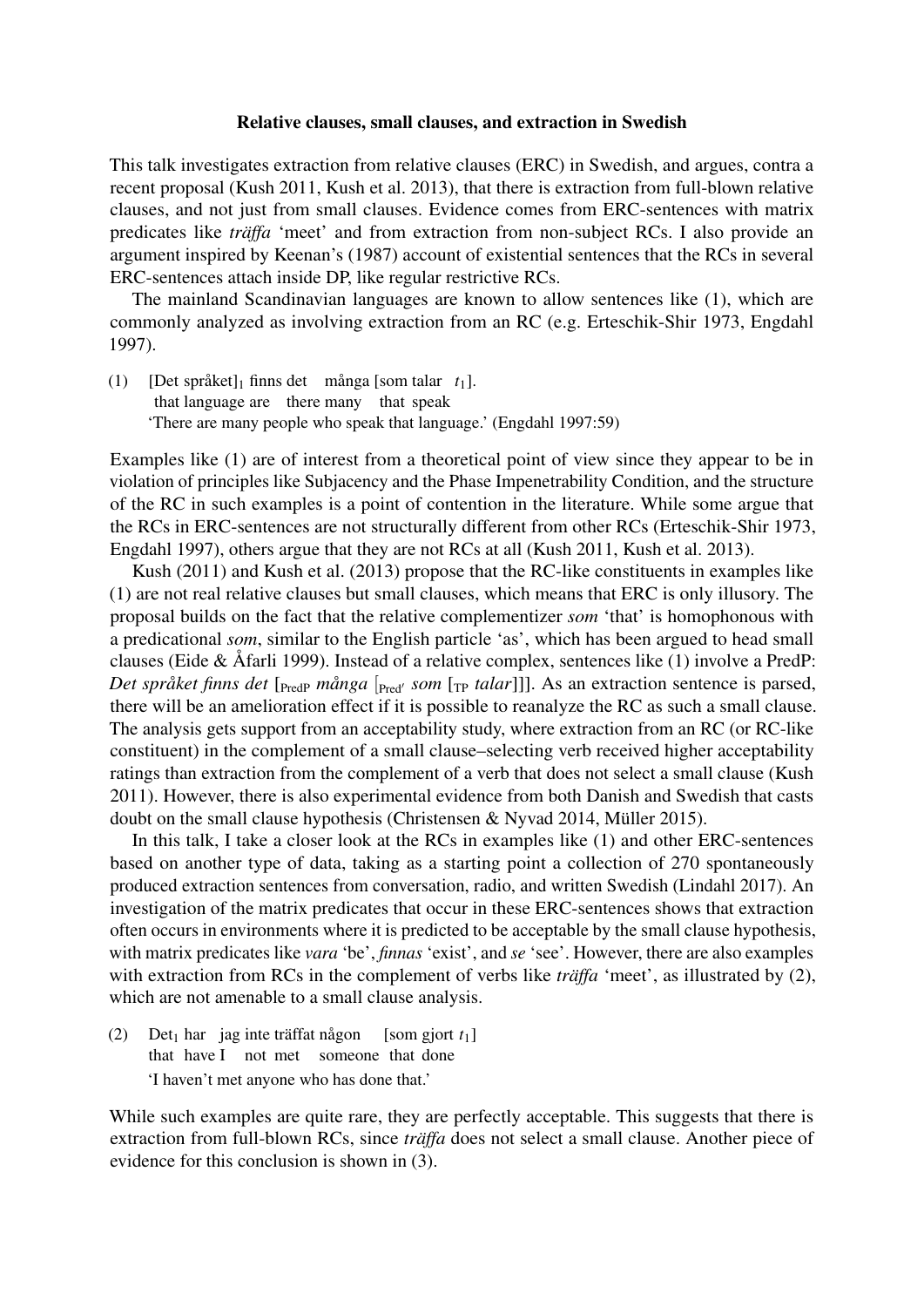**Relative clauses, small clauses, and extraction in Swedish**

This talk investigates extraction from relative clauses (ERC) in Swedish, and argues, contra a recent proposal (Kush 2011, Kush et al. 2013), that there is extraction from full-blown relative clauses, and not just from small clauses. Evidence comes from ERC-sentences with matrix predicates like *träffa* 'meet' and from extraction from non-subject RCs. I also provide an argument inspired by Keenan's (1987) account of existential sentences that the RCs in several ERC-sentences attach inside DP, like regular restrictive RCs.

The mainland Scandinavian languages are known to allow sentences like (1), which are commonly analyzed as involving extraction from an RC (e.g. Erteschik-Shir 1973, Engdahl 1997).

(1) [Det språket]$_1$ finns det många [som talar $t_1$].
 that language are there many that speak
 'There are many people who speak that language.' (Engdahl 1997:59)

Examples like (1) are of interest from a theoretical point of view since they appear to be in violation of principles like Subjacency and the Phase Impenetrability Condition, and the structure of the RC in such examples is a point of contention in the literature. While some argue that the RCs in ERC-sentences are not structurally different from other RCs (Erteschik-Shir 1973, Engdahl 1997), others argue that they are not RCs at all (Kush 2011, Kush et al. 2013).

Kush (2011) and Kush et al. (2013) propose that the RC-like constituents in examples like (1) are not real relative clauses but small clauses, which means that ERC is only illusory. The proposal builds on the fact that the relative complementizer *som* 'that' is homophonous with a predicational *som*, similar to the English particle 'as', which has been argued to head small clauses (Eide & Åfarli 1999). Instead of a relative complex, sentences like (1) involve a PredP: *Det språket finns det* [$_{\text{PredP}}$ *många* [$_{\text{Pred'}}$ *som* [$_{\text{TP}}$ *talar*]]]. As an extraction sentence is parsed, there will be an amelioration effect if it is possible to reanalyze the RC as such a small clause. The analysis gets support from an acceptability study, where extraction from an RC (or RC-like constituent) in the complement of a small clause–selecting verb received higher acceptability ratings than extraction from the complement of a verb that does not select a small clause (Kush 2011). However, there is also experimental evidence from both Danish and Swedish that casts doubt on the small clause hypothesis (Christensen & Nyvad 2014, Müller 2015).

In this talk, I take a closer look at the RCs in examples like (1) and other ERC-sentences based on another type of data, taking as a starting point a collection of 270 spontaneously produced extraction sentences from conversation, radio, and written Swedish (Lindahl 2017). An investigation of the matrix predicates that occur in these ERC-sentences shows that extraction often occurs in environments where it is predicted to be acceptable by the small clause hypothesis, with matrix predicates like *vara* 'be', *finnas* 'exist', and *se* 'see'. However, there are also examples with extraction from RCs in the complement of verbs like *träffa* 'meet', as illustrated by (2), which are not amenable to a small clause analysis.

(2) Det$_1$ har jag inte träffat någon [som gjort $t_1$]
 that have I not met someone that done
 'I haven't met anyone who has done that.'

While such examples are quite rare, they are perfectly acceptable. This suggests that there is extraction from full-blown RCs, since *träffa* does not select a small clause. Another piece of evidence for this conclusion is shown in (3).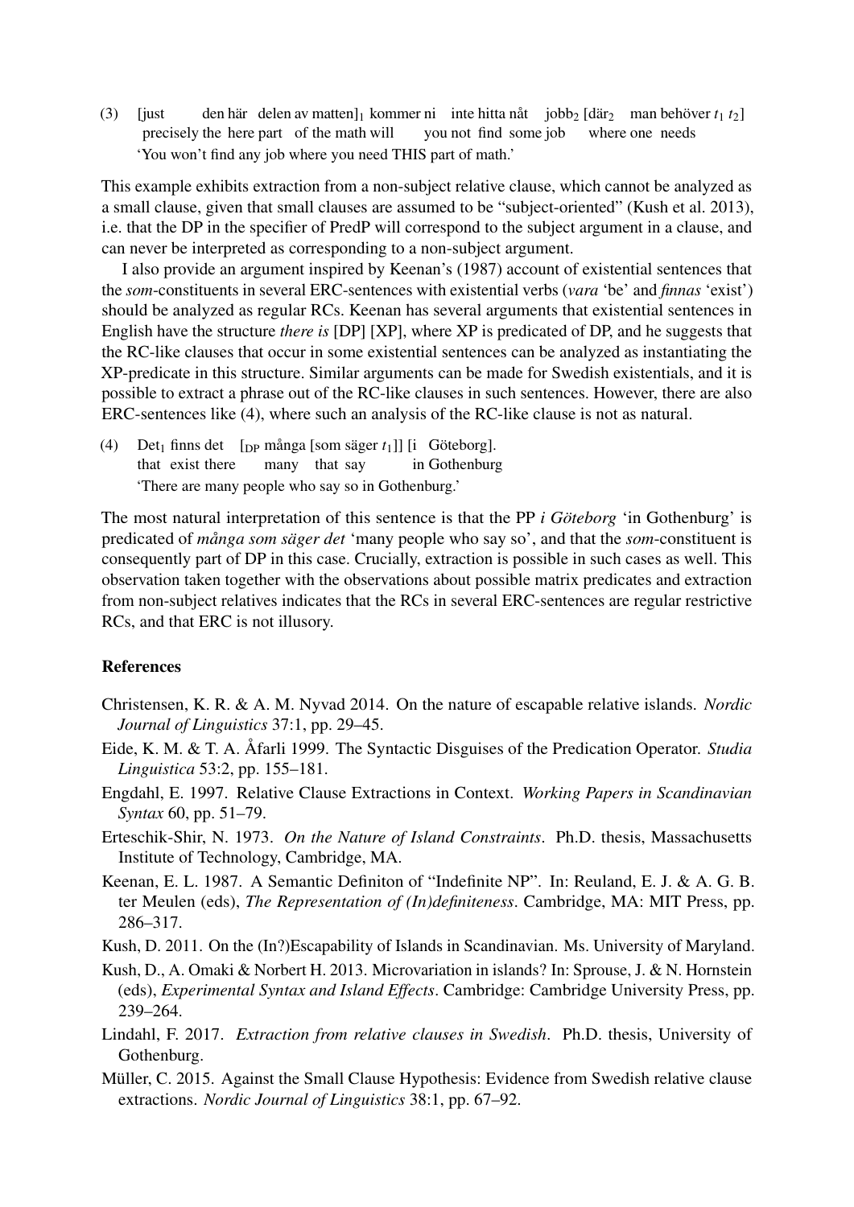(3) [just den här delen av matten]$_1$ kommer ni inte hitta nåt jobb$_2$ [där$_2$ man behöver $t_1$ $t_2$]
precisely the here part of the math will you not find some job where one needs
'You won't find any job where you need THIS part of math.'

This example exhibits extraction from a non-subject relative clause, which cannot be analyzed as a small clause, given that small clauses are assumed to be "subject-oriented" (Kush et al. 2013), i.e. that the DP in the specifier of PredP will correspond to the subject argument in a clause, and can never be interpreted as corresponding to a non-subject argument.

I also provide an argument inspired by Keenan's (1987) account of existential sentences that the *som*-constituents in several ERC-sentences with existential verbs (*vara* 'be' and *finnas* 'exist') should be analyzed as regular RCs. Keenan has several arguments that existential sentences in English have the structure *there is* [DP] [XP], where XP is predicated of DP, and he suggests that the RC-like clauses that occur in some existential sentences can be analyzed as instantiating the XP-predicate in this structure. Similar arguments can be made for Swedish existentials, and it is possible to extract a phrase out of the RC-like clauses in such sentences. However, there are also ERC-sentences like (4), where such an analysis of the RC-like clause is not as natural.

(4) Det$_1$ finns det [$_{DP}$ många [som säger $t_1$]] [i Göteborg].
that exist there many that say in Gothenburg
'There are many people who say so in Gothenburg.'

The most natural interpretation of this sentence is that the PP *i Göteborg* 'in Gothenburg' is predicated of *många som säger det* 'many people who say so', and that the *som*-constituent is consequently part of DP in this case. Crucially, extraction is possible in such cases as well. This observation taken together with the observations about possible matrix predicates and extraction from non-subject relatives indicates that the RCs in several ERC-sentences are regular restrictive RCs, and that ERC is not illusory.

## References

Christensen, K. R. & A. M. Nyvad 2014. On the nature of escapable relative islands. *Nordic Journal of Linguistics* 37:1, pp. 29–45.

Eide, K. M. & T. A. Åfarli 1999. The Syntactic Disguises of the Predication Operator. *Studia Linguistica* 53:2, pp. 155–181.

Engdahl, E. 1997. Relative Clause Extractions in Context. *Working Papers in Scandinavian Syntax* 60, pp. 51–79.

Erteschik-Shir, N. 1973. *On the Nature of Island Constraints*. Ph.D. thesis, Massachusetts Institute of Technology, Cambridge, MA.

Keenan, E. L. 1987. A Semantic Definiton of "Indefinite NP". In: Reuland, E. J. & A. G. B. ter Meulen (eds), *The Representation of (In)definiteness*. Cambridge, MA: MIT Press, pp. 286–317.

Kush, D. 2011. On the (In?)Escapability of Islands in Scandinavian. Ms. University of Maryland.

Kush, D., A. Omaki & Norbert H. 2013. Microvariation in islands? In: Sprouse, J. & N. Hornstein (eds), *Experimental Syntax and Island Effects*. Cambridge: Cambridge University Press, pp. 239–264.

Lindahl, F. 2017. *Extraction from relative clauses in Swedish*. Ph.D. thesis, University of Gothenburg.

Müller, C. 2015. Against the Small Clause Hypothesis: Evidence from Swedish relative clause extractions. *Nordic Journal of Linguistics* 38:1, pp. 67–92.